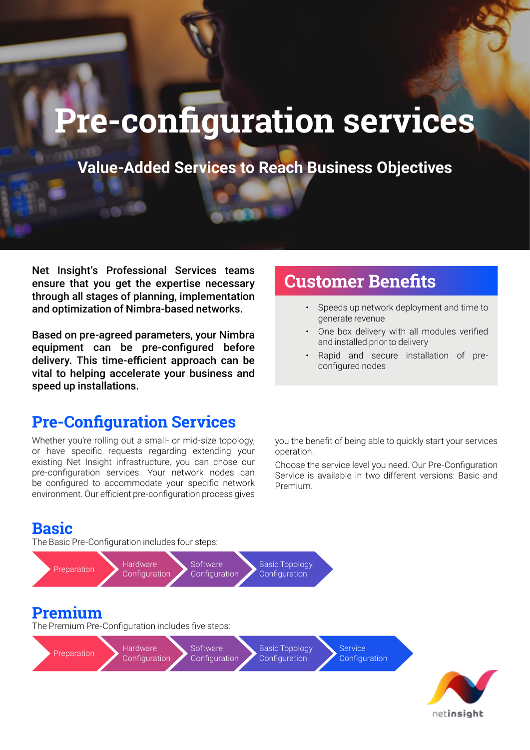# Pre-configuration services

## Value-Added Services to Reach Business Objectives

**Net Insight's Professional Services teams ensure that you get the expertise necessary through all stages of planning, implementation and optimization of Nimbra-based networks.**

**Based on pre-agreed parameters, your Nimbra equipment can be pre-configured before delivery. This time-efficient approach can be vital to helping accelerate your business and speed up installations.**

## Customer Benefits

- Speeds up network deployment and time to generate revenue
- One box delivery with all modules verified and installed prior to delivery
- Rapid and secure installation of pre-configured nodes

## Pre-Configuration Services

Whether you're rolling out a small- or mid-size topology, or have specific requests regarding extending your existing Net Insight infrastructure, you can chose our pre-configuration services. Your network nodes can be configured to accommodate your specific network environment. Our efficient pre-configuration process gives you the benefit of being able to quickly start your services operation.

Choose the service level you need. Our Pre-Configuration Service is available in two different versions: Basic and Premium.

## Basic

The Basic Pre-Configuration includes four steps:

Preparation → Hardware Configuration → Software Configuration → Basic Topology Configuration

## Premium

The Premium Pre-Configuration includes five steps:

Preparation → Hardware Configuration → Software Configuration → Basic Topology Configuration → Service Configuration

netinsight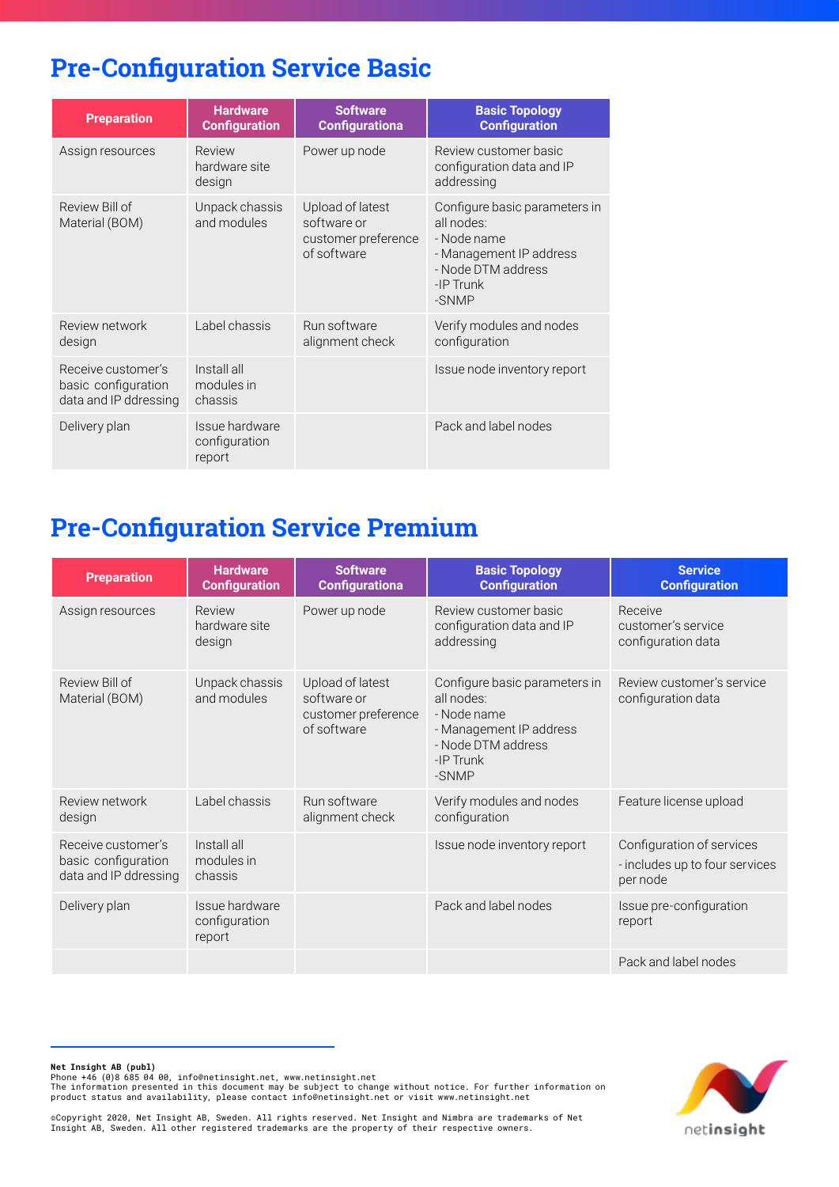## Pre-Configuration Service Basic

| Preparation | Hardware Configuration | Software Configurationa | Basic Topology Configuration |
|---|---|---|---|
| Assign resources | Review hardware site design | Power up node | Review customer basic configuration data and IP addressing |
| Review Bill of Material (BOM) | Unpack chassis and modules | Upload of latest software or customer preference of software | Configure basic parameters in all nodes:<br>- Node name<br>- Management IP address<br>- Node DTM address<br>-IP Trunk<br>-SNMP |
| Review network design | Label chassis | Run software alignment check | Verify modules and nodes configuration |
| Receive customer's basic configuration data and IP ddressing | Install all modules in chassis | | Issue node inventory report |
| Delivery plan | Issue hardware configuration report | | Pack and label nodes |

## Pre-Configuration Service Premium

| Preparation | Hardware Configuration | Software Configurationa | Basic Topology Configuration | Service Configuration |
|---|---|---|---|---|
| Assign resources | Review hardware site design | Power up node | Review customer basic configuration data and IP addressing | Receive customer's service configuration data |
| Review Bill of Material (BOM) | Unpack chassis and modules | Upload of latest software or customer preference of software | Configure basic parameters in all nodes:<br>- Node name<br>- Management IP address<br>- Node DTM address<br>-IP Trunk<br>-SNMP | Review customer's service configuration data |
| Review network design | Label chassis | Run software alignment check | Verify modules and nodes configuration | Feature license upload |
| Receive customer's basic configuration data and IP ddressing | Install all modules in chassis | | Issue node inventory report | Configuration of services<br>- includes up to four services per node |
| Delivery plan | Issue hardware configuration report | | Pack and label nodes | Issue pre-configuration report |
| | | | | Pack and label nodes |

**Net Insight AB (publ)**
Phone +46 (0)8 685 04 00, info@netinsight.net, www.netinsight.net
The information presented in this document may be subject to change without notice. For further information on product status and availability, please contact info@netinsight.net or visit www.netinsight.net

©Copyright 2020, Net Insight AB, Sweden. All rights reserved. Net Insight and Nimbra are trademarks of Net Insight AB, Sweden. All other registered trademarks are the property of their respective owners.

netinsight